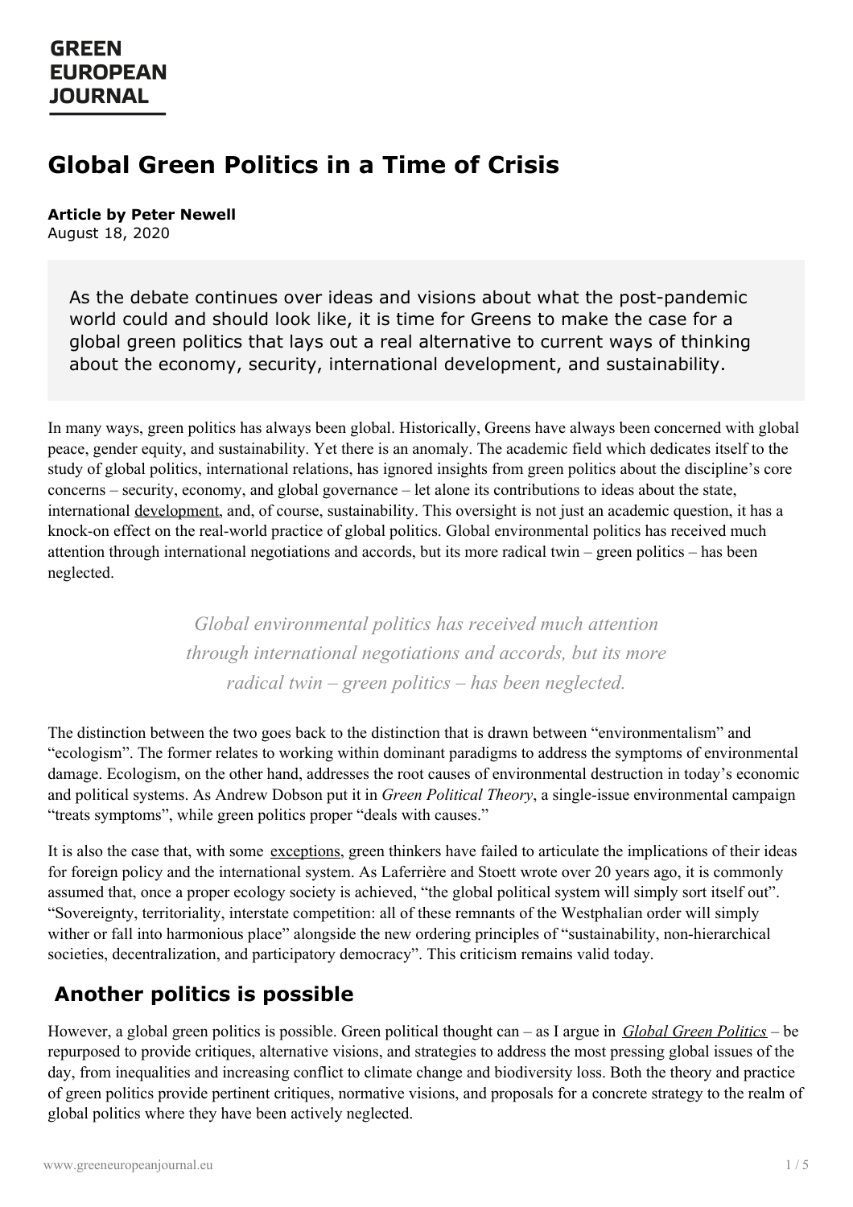GREEN EUROPEAN JOURNAL

# Global Green Politics in a Time of Crisis

**Article by Peter Newell**
August 18, 2020

> As the debate continues over ideas and visions about what the post-pandemic world could and should look like, it is time for Greens to make the case for a global green politics that lays out a real alternative to current ways of thinking about the economy, security, international development, and sustainability.

In many ways, green politics has always been global. Historically, Greens have always been concerned with global peace, gender equity, and sustainability. Yet there is an anomaly. The academic field which dedicates itself to the study of global politics, international relations, has ignored insights from green politics about the discipline's core concerns – security, economy, and global governance – let alone its contributions to ideas about the state, international development, and, of course, sustainability. This oversight is not just an academic question, it has a knock-on effect on the real-world practice of global politics. Global environmental politics has received much attention through international negotiations and accords, but its more radical twin – green politics – has been neglected.

> *Global environmental politics has received much attention through international negotiations and accords, but its more radical twin – green politics – has been neglected.*

The distinction between the two goes back to the distinction that is drawn between "environmentalism" and "ecologism". The former relates to working within dominant paradigms to address the symptoms of environmental damage. Ecologism, on the other hand, addresses the root causes of environmental destruction in today's economic and political systems. As Andrew Dobson put it in *Green Political Theory*, a single-issue environmental campaign "treats symptoms", while green politics proper "deals with causes."

It is also the case that, with some exceptions, green thinkers have failed to articulate the implications of their ideas for foreign policy and the international system. As Laferrière and Stoett wrote over 20 years ago, it is commonly assumed that, once a proper ecology society is achieved, "the global political system will simply sort itself out". "Sovereignty, territoriality, interstate competition: all of these remnants of the Westphalian order will simply wither or fall into harmonious place" alongside the new ordering principles of "sustainability, non-hierarchical societies, decentralization, and participatory democracy". This criticism remains valid today.

## Another politics is possible

However, a global green politics is possible. Green political thought can – as I argue in *Global Green Politics* – be repurposed to provide critiques, alternative visions, and strategies to address the most pressing global issues of the day, from inequalities and increasing conflict to climate change and biodiversity loss. Both the theory and practice of green politics provide pertinent critiques, normative visions, and proposals for a concrete strategy to the realm of global politics where they have been actively neglected.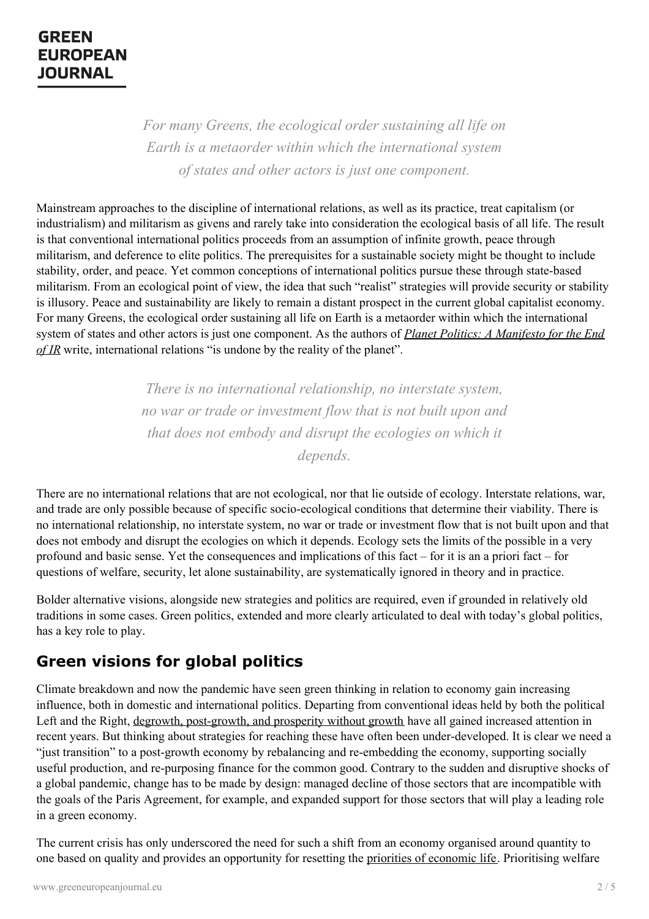*For many Greens, the ecological order sustaining all life on Earth is a metaorder within which the international system of states and other actors is just one component.*

Mainstream approaches to the discipline of international relations, as well as its practice, treat capitalism (or industrialism) and militarism as givens and rarely take into consideration the ecological basis of all life. The result is that conventional international politics proceeds from an assumption of infinite growth, peace through militarism, and deference to elite politics. The prerequisites for a sustainable society might be thought to include stability, order, and peace. Yet common conceptions of international politics pursue these through state-based militarism. From an ecological point of view, the idea that such "realist" strategies will provide security or stability is illusory. Peace and sustainability are likely to remain a distant prospect in the current global capitalist economy. For many Greens, the ecological order sustaining all life on Earth is a metaorder within which the international system of states and other actors is just one component. As the authors of *Planet Politics: A Manifesto for the End of IR* write, international relations "is undone by the reality of the planet".

*There is no international relationship, no interstate system, no war or trade or investment flow that is not built upon and that does not embody and disrupt the ecologies on which it depends.*

There are no international relations that are not ecological, nor that lie outside of ecology. Interstate relations, war, and trade are only possible because of specific socio-ecological conditions that determine their viability. There is no international relationship, no interstate system, no war or trade or investment flow that is not built upon and that does not embody and disrupt the ecologies on which it depends. Ecology sets the limits of the possible in a very profound and basic sense. Yet the consequences and implications of this fact – for it is an a priori fact – for questions of welfare, security, let alone sustainability, are systematically ignored in theory and in practice.

Bolder alternative visions, alongside new strategies and politics are required, even if grounded in relatively old traditions in some cases. Green politics, extended and more clearly articulated to deal with today's global politics, has a key role to play.

## Green visions for global politics

Climate breakdown and now the pandemic have seen green thinking in relation to economy gain increasing influence, both in domestic and international politics. Departing from conventional ideas held by both the political Left and the Right, degrowth, post-growth, and prosperity without growth have all gained increased attention in recent years. But thinking about strategies for reaching these have often been under-developed. It is clear we need a "just transition" to a post-growth economy by rebalancing and re-embedding the economy, supporting socially useful production, and re-purposing finance for the common good. Contrary to the sudden and disruptive shocks of a global pandemic, change has to be made by design: managed decline of those sectors that are incompatible with the goals of the Paris Agreement, for example, and expanded support for those sectors that will play a leading role in a green economy.

The current crisis has only underscored the need for such a shift from an economy organised around quantity to one based on quality and provides an opportunity for resetting the priorities of economic life. Prioritising welfare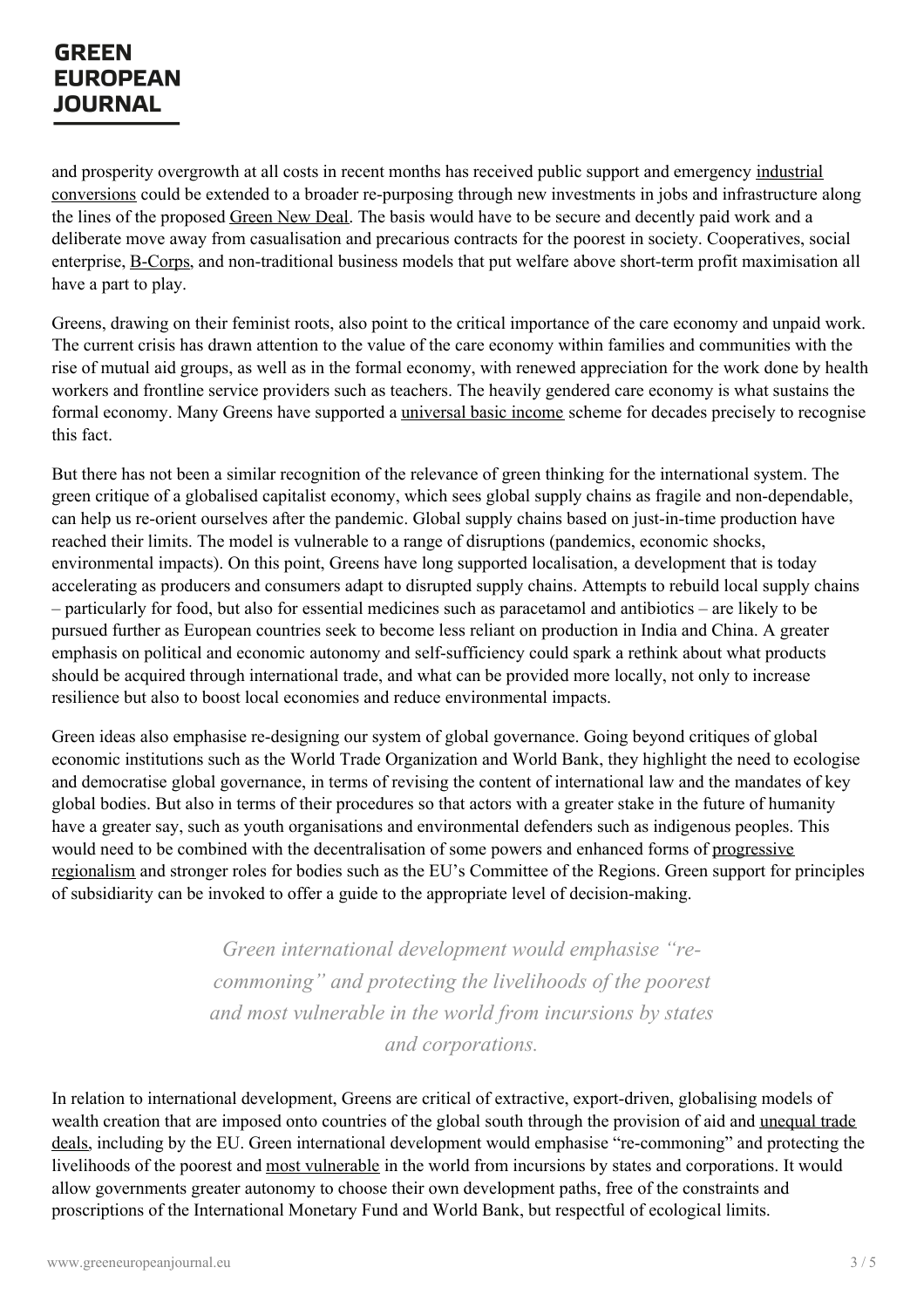and prosperity overgrowth at all costs in recent months has received public support and emergency industrial conversions could be extended to a broader re-purposing through new investments in jobs and infrastructure along the lines of the proposed Green New Deal. The basis would have to be secure and decently paid work and a deliberate move away from casualisation and precarious contracts for the poorest in society. Cooperatives, social enterprise, B-Corps, and non-traditional business models that put welfare above short-term profit maximisation all have a part to play.

Greens, drawing on their feminist roots, also point to the critical importance of the care economy and unpaid work. The current crisis has drawn attention to the value of the care economy within families and communities with the rise of mutual aid groups, as well as in the formal economy, with renewed appreciation for the work done by health workers and frontline service providers such as teachers. The heavily gendered care economy is what sustains the formal economy. Many Greens have supported a universal basic income scheme for decades precisely to recognise this fact.

But there has not been a similar recognition of the relevance of green thinking for the international system. The green critique of a globalised capitalist economy, which sees global supply chains as fragile and non-dependable, can help us re-orient ourselves after the pandemic. Global supply chains based on just-in-time production have reached their limits. The model is vulnerable to a range of disruptions (pandemics, economic shocks, environmental impacts). On this point, Greens have long supported localisation, a development that is today accelerating as producers and consumers adapt to disrupted supply chains. Attempts to rebuild local supply chains – particularly for food, but also for essential medicines such as paracetamol and antibiotics – are likely to be pursued further as European countries seek to become less reliant on production in India and China. A greater emphasis on political and economic autonomy and self-sufficiency could spark a rethink about what products should be acquired through international trade, and what can be provided more locally, not only to increase resilience but also to boost local economies and reduce environmental impacts.

Green ideas also emphasise re-designing our system of global governance. Going beyond critiques of global economic institutions such as the World Trade Organization and World Bank, they highlight the need to ecologise and democratise global governance, in terms of revising the content of international law and the mandates of key global bodies. But also in terms of their procedures so that actors with a greater stake in the future of humanity have a greater say, such as youth organisations and environmental defenders such as indigenous peoples. This would need to be combined with the decentralisation of some powers and enhanced forms of progressive regionalism and stronger roles for bodies such as the EU's Committee of the Regions. Green support for principles of subsidiarity can be invoked to offer a guide to the appropriate level of decision-making.

> *Green international development would emphasise "re-commoning" and protecting the livelihoods of the poorest and most vulnerable in the world from incursions by states and corporations.*

In relation to international development, Greens are critical of extractive, export-driven, globalising models of wealth creation that are imposed onto countries of the global south through the provision of aid and unequal trade deals, including by the EU. Green international development would emphasise "re-commoning" and protecting the livelihoods of the poorest and most vulnerable in the world from incursions by states and corporations. It would allow governments greater autonomy to choose their own development paths, free of the constraints and proscriptions of the International Monetary Fund and World Bank, but respectful of ecological limits.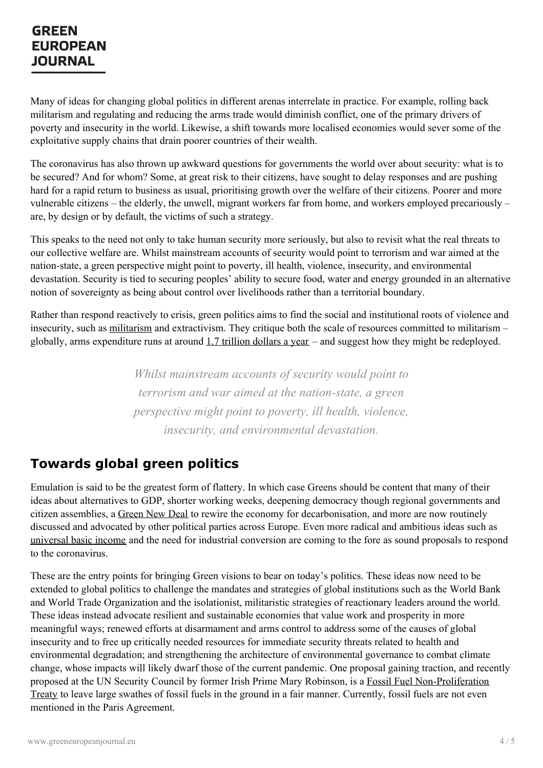Many of ideas for changing global politics in different arenas interrelate in practice. For example, rolling back militarism and regulating and reducing the arms trade would diminish conflict, one of the primary drivers of poverty and insecurity in the world. Likewise, a shift towards more localised economies would sever some of the exploitative supply chains that drain poorer countries of their wealth.

The coronavirus has also thrown up awkward questions for governments the world over about security: what is to be secured? And for whom? Some, at great risk to their citizens, have sought to delay responses and are pushing hard for a rapid return to business as usual, prioritising growth over the welfare of their citizens. Poorer and more vulnerable citizens – the elderly, the unwell, migrant workers far from home, and workers employed precariously – are, by design or by default, the victims of such a strategy.

This speaks to the need not only to take human security more seriously, but also to revisit what the real threats to our collective welfare are. Whilst mainstream accounts of security would point to terrorism and war aimed at the nation-state, a green perspective might point to poverty, ill health, violence, insecurity, and environmental devastation. Security is tied to securing peoples' ability to secure food, water and energy grounded in an alternative notion of sovereignty as being about control over livelihoods rather than a territorial boundary.

Rather than respond reactively to crisis, green politics aims to find the social and institutional roots of violence and insecurity, such as militarism and extractivism. They critique both the scale of resources committed to militarism – globally, arms expenditure runs at around 1.7 trillion dollars a year – and suggest how they might be redeployed.

> *Whilst mainstream accounts of security would point to terrorism and war aimed at the nation-state, a green perspective might point to poverty, ill health, violence, insecurity, and environmental devastation.*

## Towards global green politics

Emulation is said to be the greatest form of flattery. In which case Greens should be content that many of their ideas about alternatives to GDP, shorter working weeks, deepening democracy though regional governments and citizen assemblies, a Green New Deal to rewire the economy for decarbonisation, and more are now routinely discussed and advocated by other political parties across Europe. Even more radical and ambitious ideas such as universal basic income and the need for industrial conversion are coming to the fore as sound proposals to respond to the coronavirus.

These are the entry points for bringing Green visions to bear on today's politics. These ideas now need to be extended to global politics to challenge the mandates and strategies of global institutions such as the World Bank and World Trade Organization and the isolationist, militaristic strategies of reactionary leaders around the world. These ideas instead advocate resilient and sustainable economies that value work and prosperity in more meaningful ways; renewed efforts at disarmament and arms control to address some of the causes of global insecurity and to free up critically needed resources for immediate security threats related to health and environmental degradation; and strengthening the architecture of environmental governance to combat climate change, whose impacts will likely dwarf those of the current pandemic. One proposal gaining traction, and recently proposed at the UN Security Council by former Irish Prime Mary Robinson, is a Fossil Fuel Non-Proliferation Treaty to leave large swathes of fossil fuels in the ground in a fair manner. Currently, fossil fuels are not even mentioned in the Paris Agreement.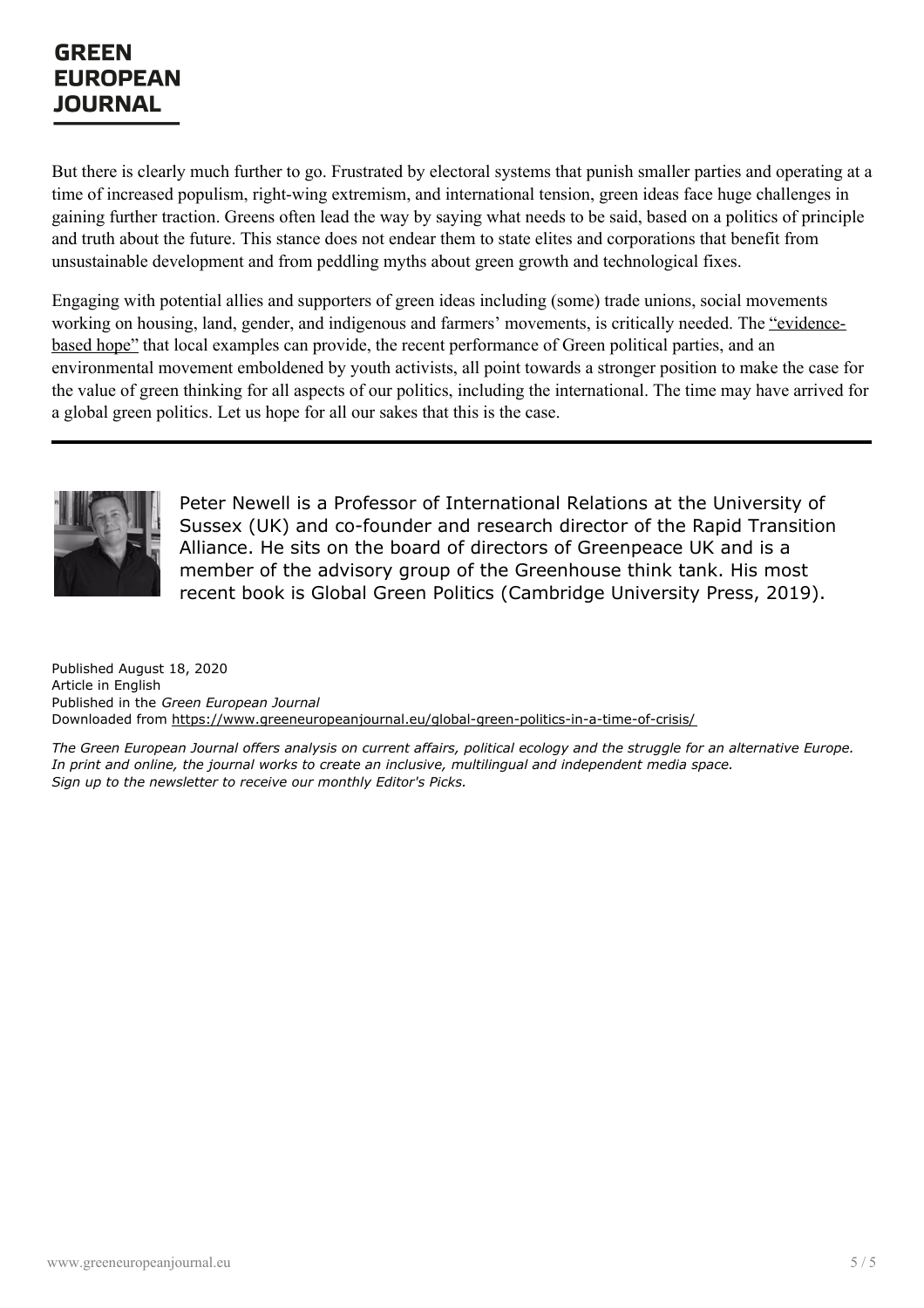But there is clearly much further to go. Frustrated by electoral systems that punish smaller parties and operating at a time of increased populism, right-wing extremism, and international tension, green ideas face huge challenges in gaining further traction. Greens often lead the way by saying what needs to be said, based on a politics of principle and truth about the future. This stance does not endear them to state elites and corporations that benefit from unsustainable development and from peddling myths about green growth and technological fixes.

Engaging with potential allies and supporters of green ideas including (some) trade unions, social movements working on housing, land, gender, and indigenous and farmers' movements, is critically needed. The "evidence-based hope" that local examples can provide, the recent performance of Green political parties, and an environmental movement emboldened by youth activists, all point towards a stronger position to make the case for the value of green thinking for all aspects of our politics, including the international. The time may have arrived for a global green politics. Let us hope for all our sakes that this is the case.

---

Peter Newell is a Professor of International Relations at the University of Sussex (UK) and co-founder and research director of the Rapid Transition Alliance. He sits on the board of directors of Greenpeace UK and is a member of the advisory group of the Greenhouse think tank. His most recent book is Global Green Politics (Cambridge University Press, 2019).

Published August 18, 2020
Article in English
Published in the *Green European Journal*
Downloaded from https://www.greeneuropeanjournal.eu/global-green-politics-in-a-time-of-crisis/

*The Green European Journal offers analysis on current affairs, political ecology and the struggle for an alternative Europe. In print and online, the journal works to create an inclusive, multilingual and independent media space. Sign up to the newsletter to receive our monthly Editor's Picks.*